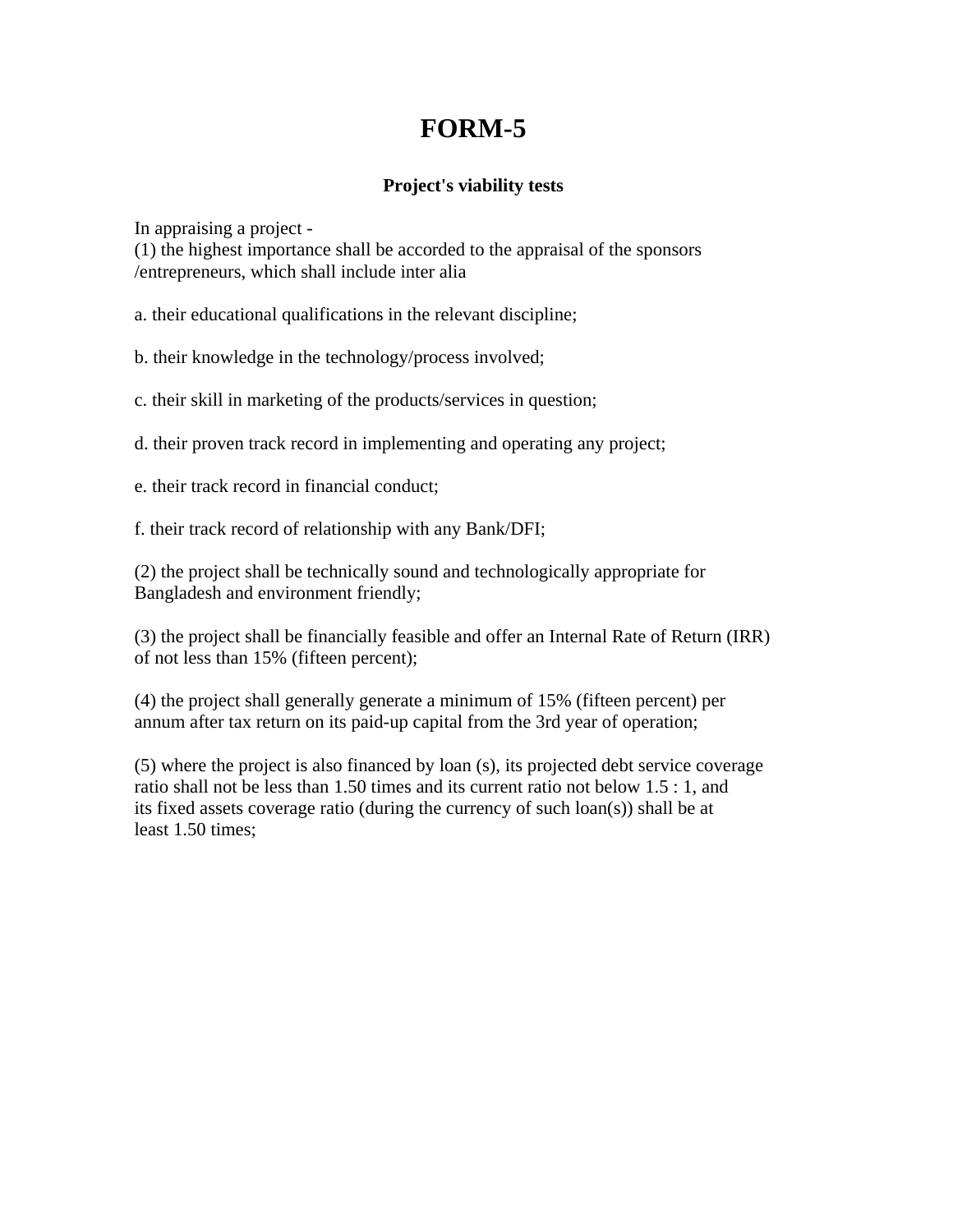# FORM-5

### Project's viability tests

In appraising a project -
(1) the highest importance shall be accorded to the appraisal of the sponsors /entrepreneurs, which shall include inter alia

a. their educational qualifications in the relevant discipline;

b. their knowledge in the technology/process involved;

c. their skill in marketing of the products/services in question;

d. their proven track record in implementing and operating any project;

e. their track record in financial conduct;

f. their track record of relationship with any Bank/DFI;

(2) the project shall be technically sound and technologically appropriate for Bangladesh and environment friendly;

(3) the project shall be financially feasible and offer an Internal Rate of Return (IRR) of not less than 15% (fifteen percent);

(4) the project shall generally generate a minimum of 15% (fifteen percent) per annum after tax return on its paid-up capital from the 3rd year of operation;

(5) where the project is also financed by loan (s), its projected debt service coverage ratio shall not be less than 1.50 times and its current ratio not below 1.5 : 1, and its fixed assets coverage ratio (during the currency of such loan(s)) shall be at least 1.50 times;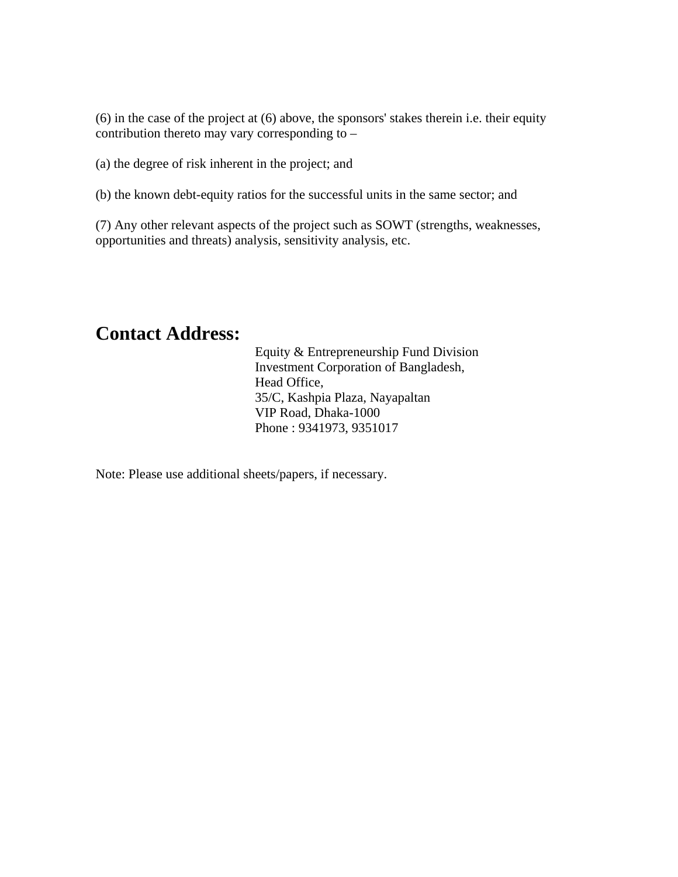(6) in the case of the project at (6) above, the sponsors' stakes therein i.e. their equity contribution thereto may vary corresponding to –

(a) the degree of risk inherent in the project; and

(b) the known debt-equity ratios for the successful units in the same sector; and

(7) Any other relevant aspects of the project such as SOWT (strengths, weaknesses, opportunities and threats) analysis, sensitivity analysis, etc.

## Contact Address:

Equity & Entrepreneurship Fund Division
Investment Corporation of Bangladesh,
Head Office,
35/C, Kashpia Plaza, Nayapaltan
VIP Road, Dhaka-1000
Phone : 9341973, 9351017

Note: Please use additional sheets/papers, if necessary.